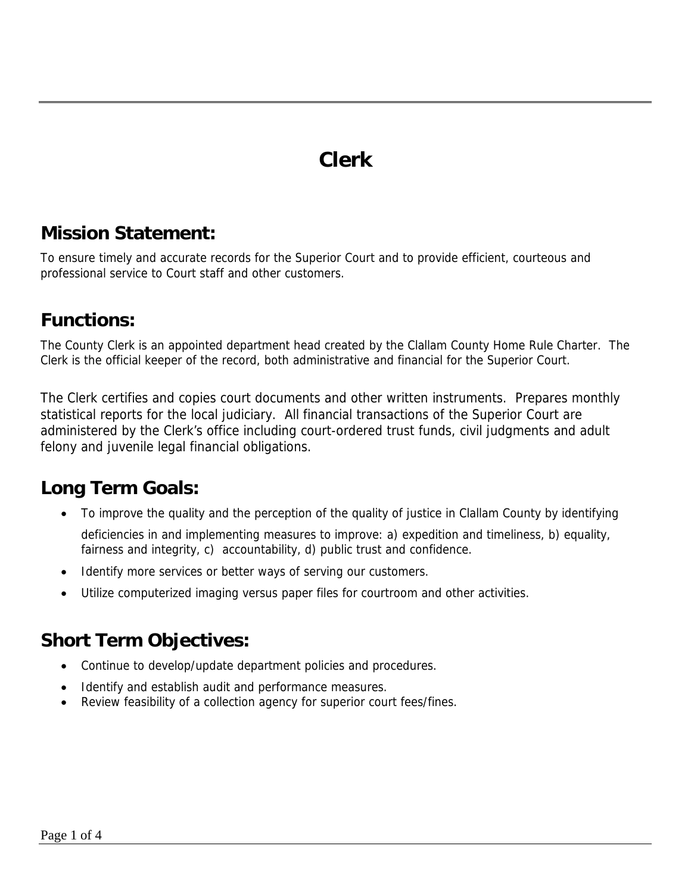# Clerk

## Mission Statement:

To ensure timely and accurate records for the Superior Court and to provide efficient, courteous and professional service to Court staff and other customers.

## Functions:

The County Clerk is an appointed department head created by the Clallam County Home Rule Charter. The Clerk is the official keeper of the record, both administrative and financial for the Superior Court.

The Clerk certifies and copies court documents and other written instruments. Prepares monthly statistical reports for the local judiciary. All financial transactions of the Superior Court are administered by the Clerk's office including court-ordered trust funds, civil judgments and adult felony and juvenile legal financial obligations.

## Long Term Goals:

- To improve the quality and the perception of the quality of justice in Clallam County by identifying deficiencies in and implementing measures to improve: a) expedition and timeliness, b) equality, fairness and integrity, c) accountability, d) public trust and confidence.
- Identify more services or better ways of serving our customers.
- Utilize computerized imaging versus paper files for courtroom and other activities.

## Short Term Objectives:

- Continue to develop/update department policies and procedures.
- Identify and establish audit and performance measures.
- Review feasibility of a collection agency for superior court fees/fines.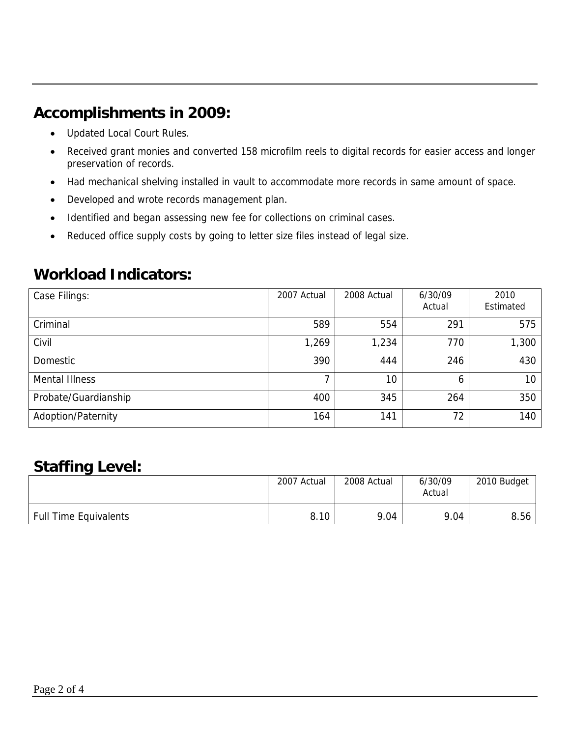## Accomplishments in 2009:

- Updated Local Court Rules.
- Received grant monies and converted 158 microfilm reels to digital records for easier access and longer preservation of records.
- Had mechanical shelving installed in vault to accommodate more records in same amount of space.
- Developed and wrote records management plan.
- Identified and began assessing new fee for collections on criminal cases.
- Reduced office supply costs by going to letter size files instead of legal size.

## Workload Indicators:

| Case Filings: | 2007 Actual | 2008 Actual | 6/30/09 Actual | 2010 Estimated |
|---|---|---|---|---|
| Criminal | 589 | 554 | 291 | 575 |
| Civil | 1,269 | 1,234 | 770 | 1,300 |
| Domestic | 390 | 444 | 246 | 430 |
| Mental Illness | 7 | 10 | 6 | 10 |
| Probate/Guardianship | 400 | 345 | 264 | 350 |
| Adoption/Paternity | 164 | 141 | 72 | 140 |

## Staffing Level:

| | 2007 Actual | 2008 Actual | 6/30/09 Actual | 2010 Budget |
|---|---|---|---|---|
| Full Time Equivalents | 8.10 | 9.04 | 9.04 | 8.56 |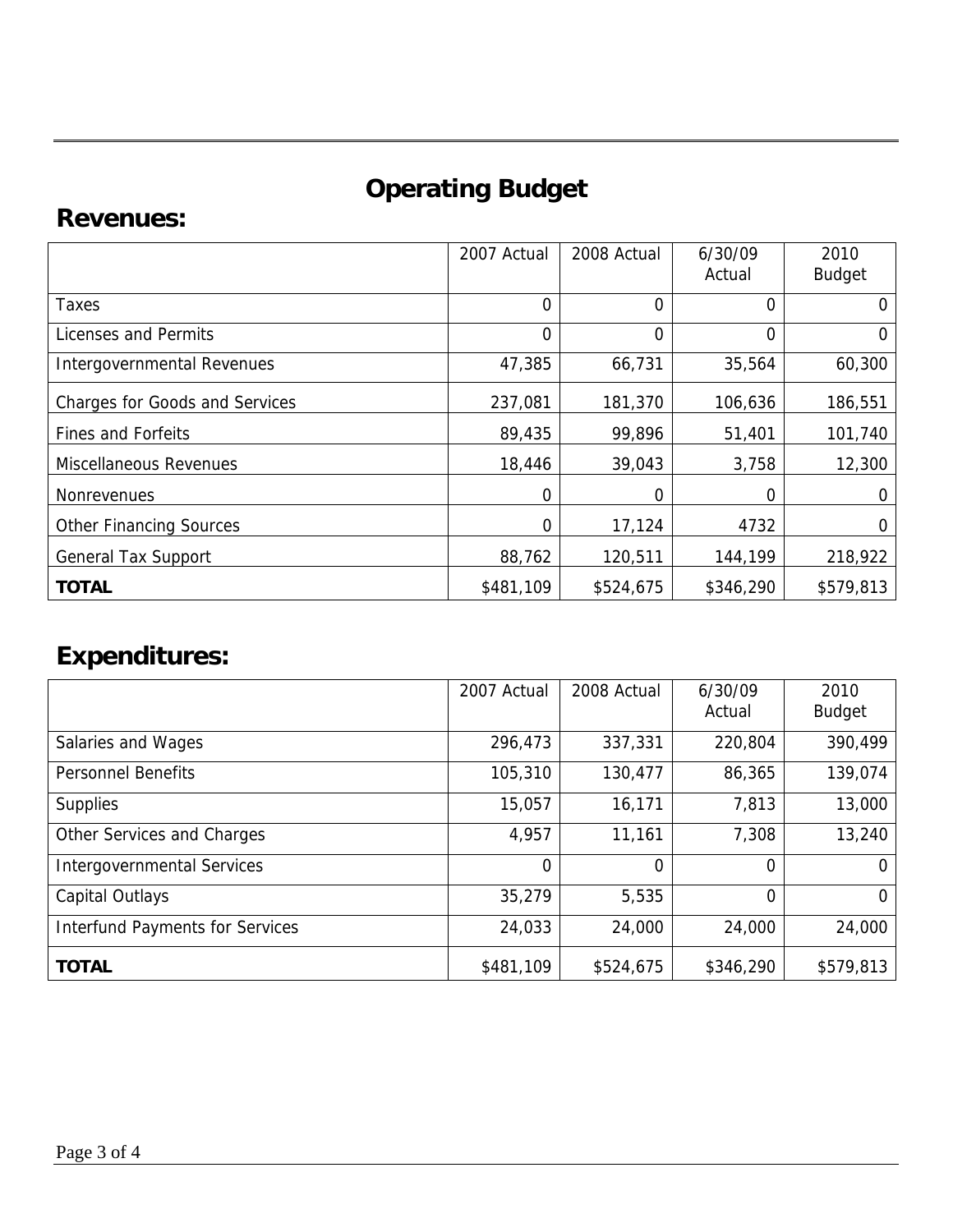# Operating Budget

## Revenues:

| | 2007 Actual | 2008 Actual | 6/30/09 Actual | 2010 Budget |
|---|---|---|---|---|
| Taxes | 0 | 0 | 0 | 0 |
| Licenses and Permits | 0 | 0 | 0 | 0 |
| Intergovernmental Revenues | 47,385 | 66,731 | 35,564 | 60,300 |
| Charges for Goods and Services | 237,081 | 181,370 | 106,636 | 186,551 |
| Fines and Forfeits | 89,435 | 99,896 | 51,401 | 101,740 |
| Miscellaneous Revenues | 18,446 | 39,043 | 3,758 | 12,300 |
| Nonrevenues | 0 | 0 | 0 | 0 |
| Other Financing Sources | 0 | 17,124 | 4732 | 0 |
| General Tax Support | 88,762 | 120,511 | 144,199 | 218,922 |
| **TOTAL** | $481,109 | $524,675 | $346,290 | $579,813 |

## Expenditures:

| | 2007 Actual | 2008 Actual | 6/30/09 Actual | 2010 Budget |
|---|---|---|---|---|
| Salaries and Wages | 296,473 | 337,331 | 220,804 | 390,499 |
| Personnel Benefits | 105,310 | 130,477 | 86,365 | 139,074 |
| Supplies | 15,057 | 16,171 | 7,813 | 13,000 |
| Other Services and Charges | 4,957 | 11,161 | 7,308 | 13,240 |
| Intergovernmental Services | 0 | 0 | 0 | 0 |
| Capital Outlays | 35,279 | 5,535 | 0 | 0 |
| Interfund Payments for Services | 24,033 | 24,000 | 24,000 | 24,000 |
| **TOTAL** | $481,109 | $524,675 | $346,290 | $579,813 |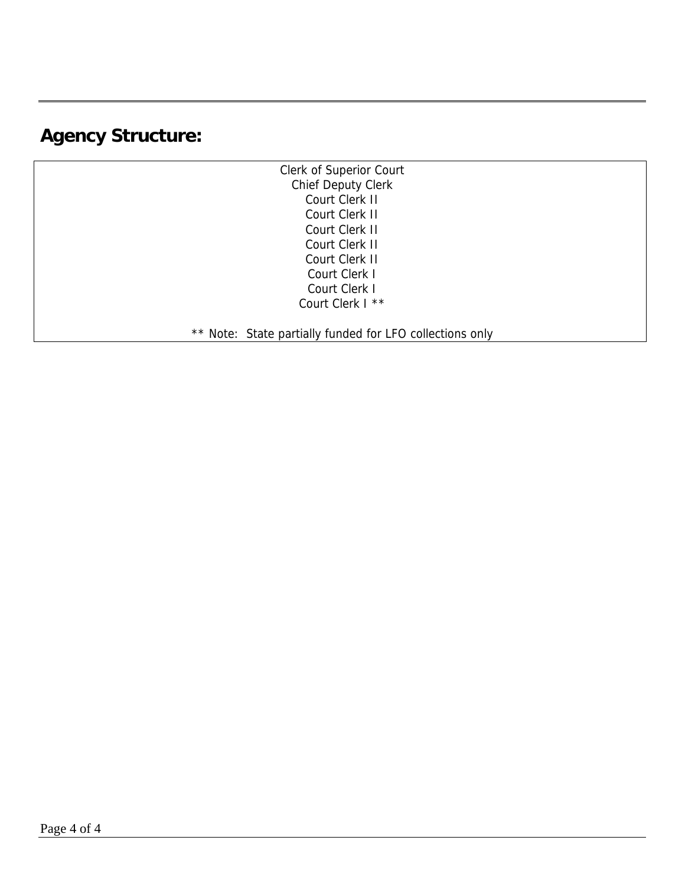## Agency Structure:

Clerk of Superior Court
Chief Deputy Clerk
Court Clerk II
Court Clerk II
Court Clerk II
Court Clerk II
Court Clerk II
Court Clerk I
Court Clerk I
Court Clerk I **

** Note: State partially funded for LFO collections only